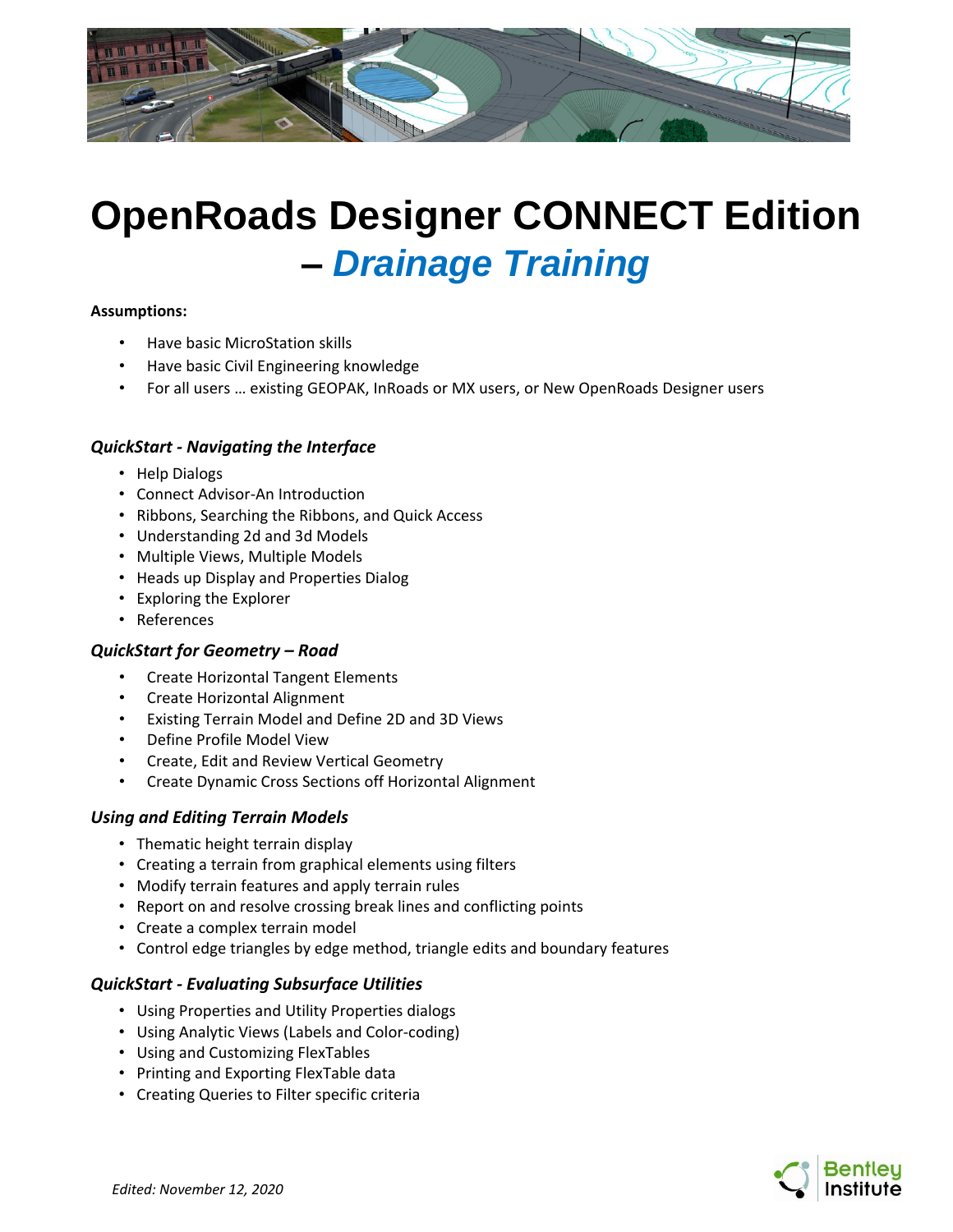# OpenRoads Designer CONNECT Edition – *Drainage Training*

**Assumptions:**

- Have basic MicroStation skills
- Have basic Civil Engineering knowledge
- For all users … existing GEOPAK, InRoads or MX users, or New OpenRoads Designer users

### *QuickStart - Navigating the Interface*

- Help Dialogs
- Connect Advisor-An Introduction
- Ribbons, Searching the Ribbons, and Quick Access
- Understanding 2d and 3d Models
- Multiple Views, Multiple Models
- Heads up Display and Properties Dialog
- Exploring the Explorer
- References

### *QuickStart for Geometry – Road*

- Create Horizontal Tangent Elements
- Create Horizontal Alignment
- Existing Terrain Model and Define 2D and 3D Views
- Define Profile Model View
- Create, Edit and Review Vertical Geometry
- Create Dynamic Cross Sections off Horizontal Alignment

### *Using and Editing Terrain Models*

- Thematic height terrain display
- Creating a terrain from graphical elements using filters
- Modify terrain features and apply terrain rules
- Report on and resolve crossing break lines and conflicting points
- Create a complex terrain model
- Control edge triangles by edge method, triangle edits and boundary features

### *QuickStart - Evaluating Subsurface Utilities*

- Using Properties and Utility Properties dialogs
- Using Analytic Views (Labels and Color-coding)
- Using and Customizing FlexTables
- Printing and Exporting FlexTable data
- Creating Queries to Filter specific criteria

*Edited: November 12, 2020*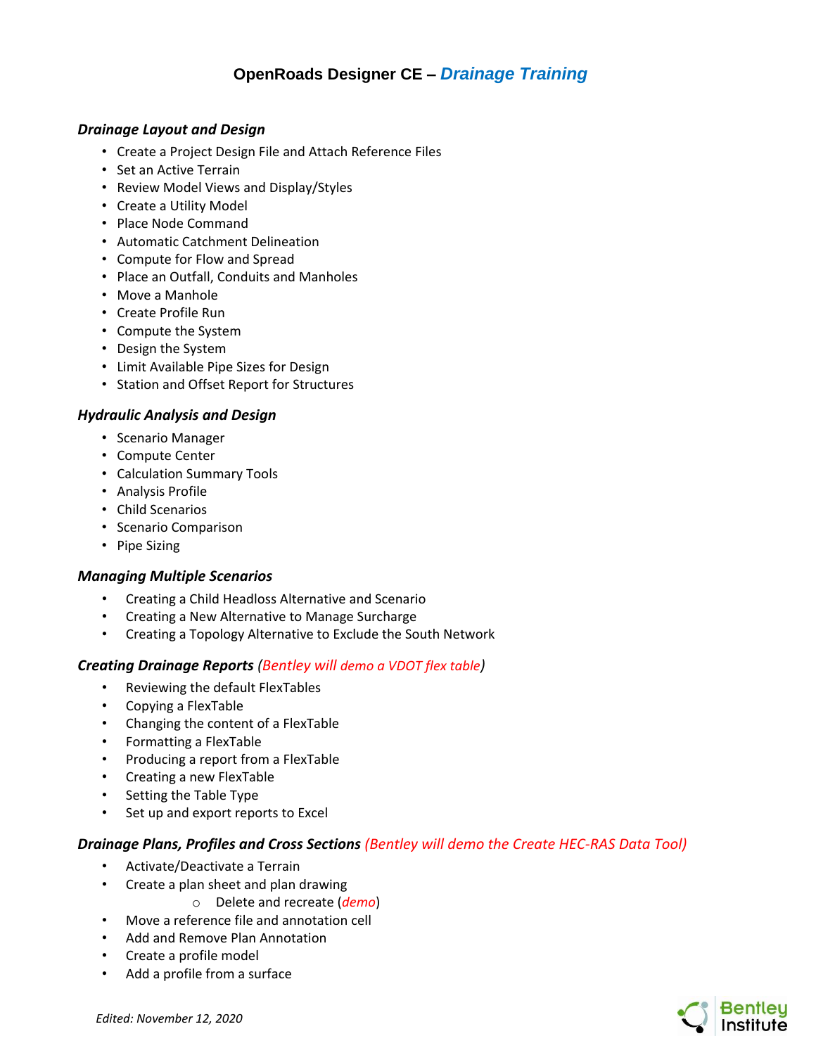# OpenRoads Designer CE – *Drainage Training*

### *Drainage Layout and Design*

- Create a Project Design File and Attach Reference Files
- Set an Active Terrain
- Review Model Views and Display/Styles
- Create a Utility Model
- Place Node Command
- Automatic Catchment Delineation
- Compute for Flow and Spread
- Place an Outfall, Conduits and Manholes
- Move a Manhole
- Create Profile Run
- Compute the System
- Design the System
- Limit Available Pipe Sizes for Design
- Station and Offset Report for Structures

### *Hydraulic Analysis and Design*

- Scenario Manager
- Compute Center
- Calculation Summary Tools
- Analysis Profile
- Child Scenarios
- Scenario Comparison
- Pipe Sizing

### *Managing Multiple Scenarios*

- Creating a Child Headloss Alternative and Scenario
- Creating a New Alternative to Manage Surcharge
- Creating a Topology Alternative to Exclude the South Network

### *Creating Drainage Reports (Bentley will demo a VDOT flex table)*

- Reviewing the default FlexTables
- Copying a FlexTable
- Changing the content of a FlexTable
- Formatting a FlexTable
- Producing a report from a FlexTable
- Creating a new FlexTable
- Setting the Table Type
- Set up and export reports to Excel

### *Drainage Plans, Profiles and Cross Sections (Bentley will demo the Create HEC-RAS Data Tool)*

- Activate/Deactivate a Terrain
- Create a plan sheet and plan drawing
    - Delete and recreate (*demo*)
- Move a reference file and annotation cell
- Add and Remove Plan Annotation
- Create a profile model
- Add a profile from a surface

*Edited: November 12, 2020*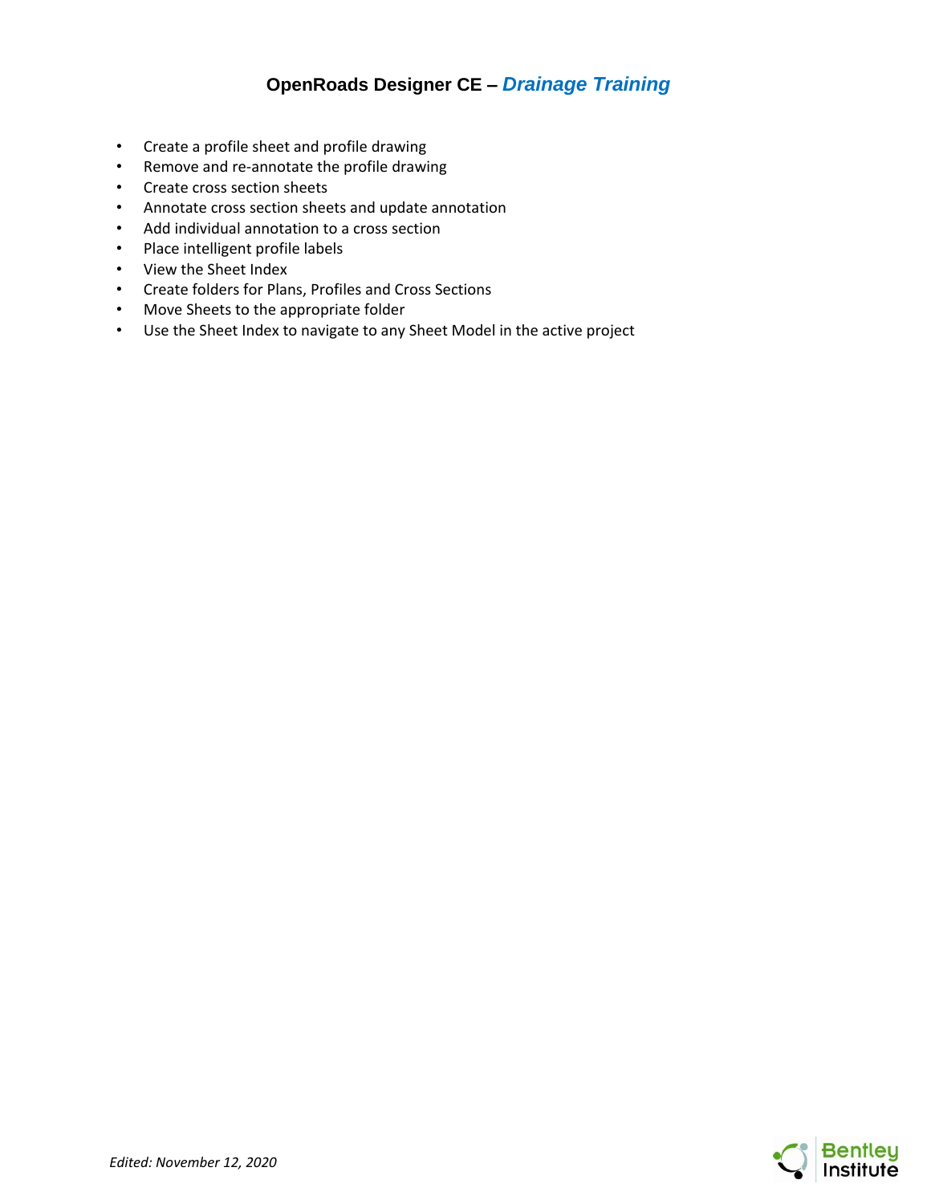**OpenRoads Designer CE – *Drainage Training***

- Create a profile sheet and profile drawing
- Remove and re-annotate the profile drawing
- Create cross section sheets
- Annotate cross section sheets and update annotation
- Add individual annotation to a cross section
- Place intelligent profile labels
- View the Sheet Index
- Create folders for Plans, Profiles and Cross Sections
- Move Sheets to the appropriate folder
- Use the Sheet Index to navigate to any Sheet Model in the active project

*Edited: November 12, 2020*